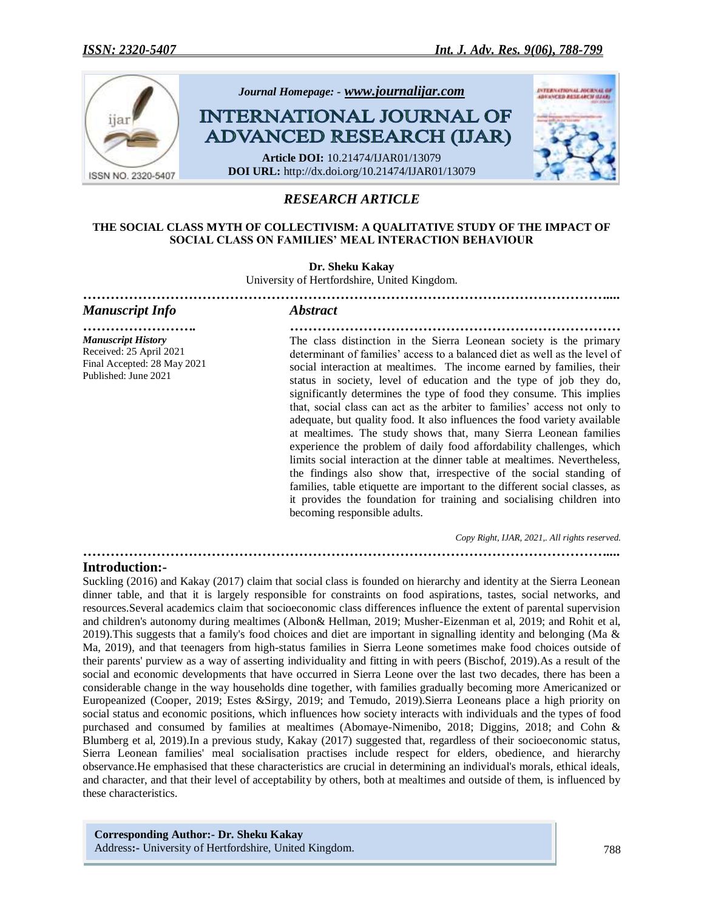*Journal Homepage: - www.journalijar.com*

# INTERNATIONAL JOURNAL OF ADVANCED RESEARCH (IJAR)

**Article DOI:** 10.21474/IJAR01/13079
**DOI URL:** http://dx.doi.org/10.21474/IJAR01/13079

## *RESEARCH ARTICLE*

### THE SOCIAL CLASS MYTH OF COLLECTIVISM: A QUALITATIVE STUDY OF THE IMPACT OF SOCIAL CLASS ON FAMILIES' MEAL INTERACTION BEHAVIOUR

**Dr. Sheku Kakay**

University of Hertfordshire, United Kingdom.

### *Manuscript Info*

***Manuscript History***

Received: 25 April 2021

Final Accepted: 28 May 2021

Published: June 2021

### *Abstract*

The class distinction in the Sierra Leonean society is the primary determinant of families' access to a balanced diet as well as the level of social interaction at mealtimes. The income earned by families, their status in society, level of education and the type of job they do, significantly determines the type of food they consume. This implies that, social class can act as the arbiter to families' access not only to adequate, but quality food. It also influences the food variety available at mealtimes. The study shows that, many Sierra Leonean families experience the problem of daily food affordability challenges, which limits social interaction at the dinner table at mealtimes. Nevertheless, the findings also show that, irrespective of the social standing of families, table etiquette are important to the different social classes, as it provides the foundation for training and socialising children into becoming responsible adults.

*Copy Right, IJAR, 2021,. All rights reserved.*

## Introduction:-

Suckling (2016) and Kakay (2017) claim that social class is founded on hierarchy and identity at the Sierra Leonean dinner table, and that it is largely responsible for constraints on food aspirations, tastes, social networks, and resources.Several academics claim that socioeconomic class differences influence the extent of parental supervision and children's autonomy during mealtimes (Albon& Hellman, 2019; Musher-Eizenman et al, 2019; and Rohit et al, 2019).This suggests that a family's food choices and diet are important in signalling identity and belonging (Ma & Ma, 2019), and that teenagers from high-status families in Sierra Leone sometimes make food choices outside of their parents' purview as a way of asserting individuality and fitting in with peers (Bischof, 2019).As a result of the social and economic developments that have occurred in Sierra Leone over the last two decades, there has been a considerable change in the way households dine together, with families gradually becoming more Americanized or Europeanized (Cooper, 2019; Estes &Sirgy, 2019; and Temudo, 2019).Sierra Leoneans place a high priority on social status and economic positions, which influences how society interacts with individuals and the types of food purchased and consumed by families at mealtimes (Abomaye-Nimenibo, 2018; Diggins, 2018; and Cohn & Blumberg et al, 2019).In a previous study, Kakay (2017) suggested that, regardless of their socioeconomic status, Sierra Leonean families' meal socialisation practises include respect for elders, obedience, and hierarchy observance.He emphasised that these characteristics are crucial in determining an individual's morals, ethical ideals, and character, and that their level of acceptability by others, both at mealtimes and outside of them, is influenced by these characteristics.

**Corresponding Author:- Dr. Sheku Kakay**
Address**:-** University of Hertfordshire, United Kingdom.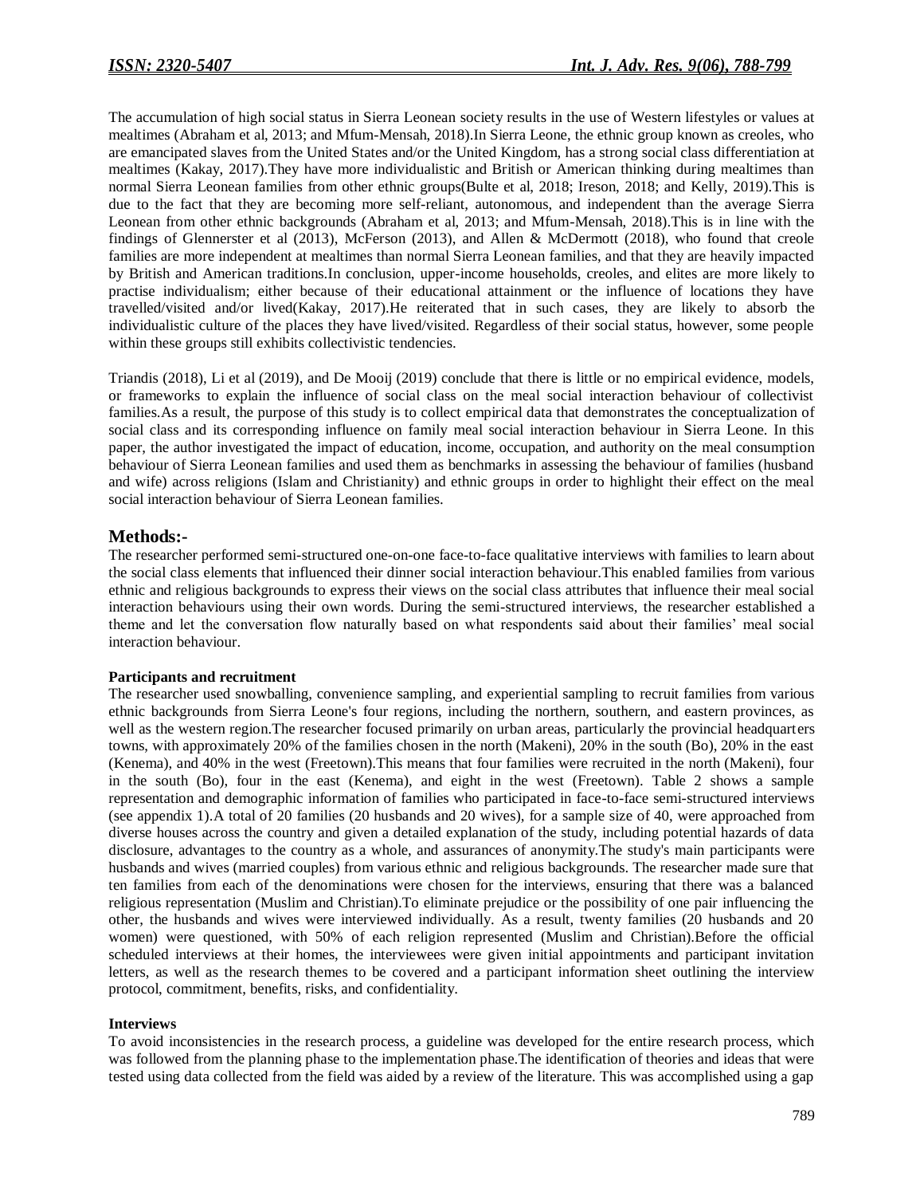The accumulation of high social status in Sierra Leonean society results in the use of Western lifestyles or values at mealtimes (Abraham et al, 2013; and Mfum-Mensah, 2018).In Sierra Leone, the ethnic group known as creoles, who are emancipated slaves from the United States and/or the United Kingdom, has a strong social class differentiation at mealtimes (Kakay, 2017).They have more individualistic and British or American thinking during mealtimes than normal Sierra Leonean families from other ethnic groups(Bulte et al, 2018; Ireson, 2018; and Kelly, 2019).This is due to the fact that they are becoming more self-reliant, autonomous, and independent than the average Sierra Leonean from other ethnic backgrounds (Abraham et al, 2013; and Mfum-Mensah, 2018).This is in line with the findings of Glennerster et al (2013), McFerson (2013), and Allen & McDermott (2018), who found that creole families are more independent at mealtimes than normal Sierra Leonean families, and that they are heavily impacted by British and American traditions.In conclusion, upper-income households, creoles, and elites are more likely to practise individualism; either because of their educational attainment or the influence of locations they have travelled/visited and/or lived(Kakay, 2017).He reiterated that in such cases, they are likely to absorb the individualistic culture of the places they have lived/visited. Regardless of their social status, however, some people within these groups still exhibits collectivistic tendencies.

Triandis (2018), Li et al (2019), and De Mooij (2019) conclude that there is little or no empirical evidence, models, or frameworks to explain the influence of social class on the meal social interaction behaviour of collectivist families.As a result, the purpose of this study is to collect empirical data that demonstrates the conceptualization of social class and its corresponding influence on family meal social interaction behaviour in Sierra Leone. In this paper, the author investigated the impact of education, income, occupation, and authority on the meal consumption behaviour of Sierra Leonean families and used them as benchmarks in assessing the behaviour of families (husband and wife) across religions (Islam and Christianity) and ethnic groups in order to highlight their effect on the meal social interaction behaviour of Sierra Leonean families.

## Methods:-

The researcher performed semi-structured one-on-one face-to-face qualitative interviews with families to learn about the social class elements that influenced their dinner social interaction behaviour.This enabled families from various ethnic and religious backgrounds to express their views on the social class attributes that influence their meal social interaction behaviours using their own words. During the semi-structured interviews, the researcher established a theme and let the conversation flow naturally based on what respondents said about their families' meal social interaction behaviour.

**Participants and recruitment**

The researcher used snowballing, convenience sampling, and experiential sampling to recruit families from various ethnic backgrounds from Sierra Leone's four regions, including the northern, southern, and eastern provinces, as well as the western region.The researcher focused primarily on urban areas, particularly the provincial headquarters towns, with approximately 20% of the families chosen in the north (Makeni), 20% in the south (Bo), 20% in the east (Kenema), and 40% in the west (Freetown).This means that four families were recruited in the north (Makeni), four in the south (Bo), four in the east (Kenema), and eight in the west (Freetown). Table 2 shows a sample representation and demographic information of families who participated in face-to-face semi-structured interviews (see appendix 1).A total of 20 families (20 husbands and 20 wives), for a sample size of 40, were approached from diverse houses across the country and given a detailed explanation of the study, including potential hazards of data disclosure, advantages to the country as a whole, and assurances of anonymity.The study's main participants were husbands and wives (married couples) from various ethnic and religious backgrounds. The researcher made sure that ten families from each of the denominations were chosen for the interviews, ensuring that there was a balanced religious representation (Muslim and Christian).To eliminate prejudice or the possibility of one pair influencing the other, the husbands and wives were interviewed individually. As a result, twenty families (20 husbands and 20 women) were questioned, with 50% of each religion represented (Muslim and Christian).Before the official scheduled interviews at their homes, the interviewees were given initial appointments and participant invitation letters, as well as the research themes to be covered and a participant information sheet outlining the interview protocol, commitment, benefits, risks, and confidentiality.

**Interviews**

To avoid inconsistencies in the research process, a guideline was developed for the entire research process, which was followed from the planning phase to the implementation phase.The identification of theories and ideas that were tested using data collected from the field was aided by a review of the literature. This was accomplished using a gap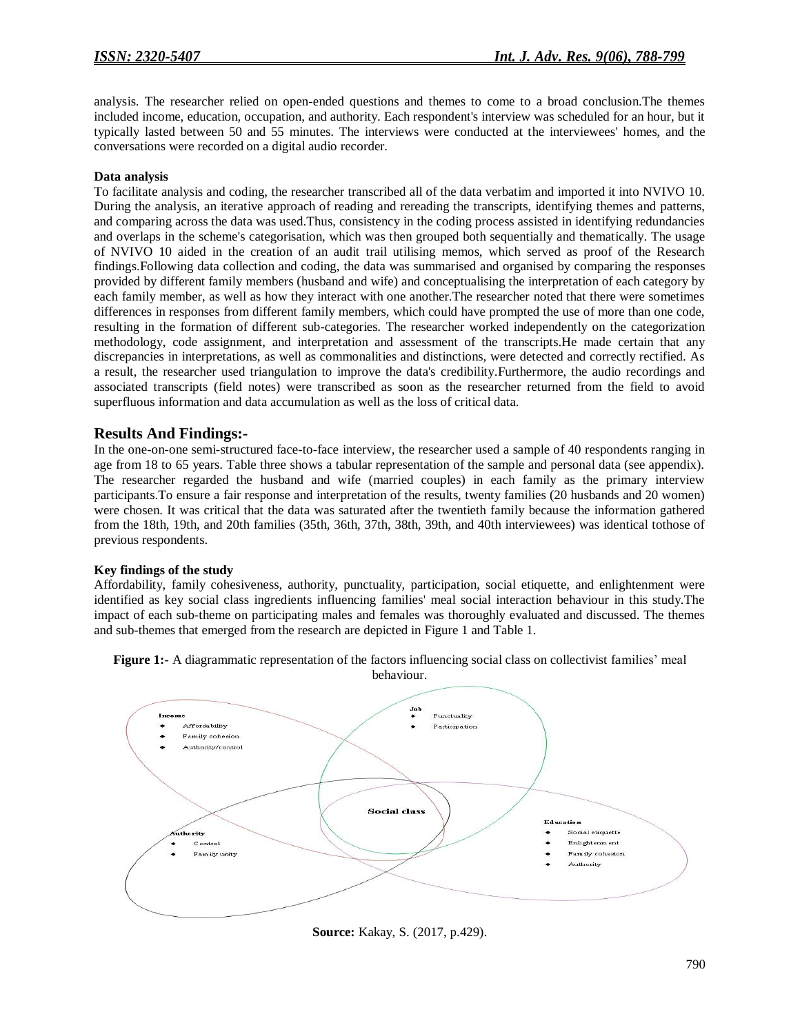analysis. The researcher relied on open-ended questions and themes to come to a broad conclusion.The themes included income, education, occupation, and authority. Each respondent's interview was scheduled for an hour, but it typically lasted between 50 and 55 minutes. The interviews were conducted at the interviewees' homes, and the conversations were recorded on a digital audio recorder.

**Data analysis**

To facilitate analysis and coding, the researcher transcribed all of the data verbatim and imported it into NVIVO 10. During the analysis, an iterative approach of reading and rereading the transcripts, identifying themes and patterns, and comparing across the data was used.Thus, consistency in the coding process assisted in identifying redundancies and overlaps in the scheme's categorisation, which was then grouped both sequentially and thematically. The usage of NVIVO 10 aided in the creation of an audit trail utilising memos, which served as proof of the Research findings.Following data collection and coding, the data was summarised and organised by comparing the responses provided by different family members (husband and wife) and conceptualising the interpretation of each category by each family member, as well as how they interact with one another.The researcher noted that there were sometimes differences in responses from different family members, which could have prompted the use of more than one code, resulting in the formation of different sub-categories. The researcher worked independently on the categorization methodology, code assignment, and interpretation and assessment of the transcripts.He made certain that any discrepancies in interpretations, as well as commonalities and distinctions, were detected and correctly rectified. As a result, the researcher used triangulation to improve the data's credibility.Furthermore, the audio recordings and associated transcripts (field notes) were transcribed as soon as the researcher returned from the field to avoid superfluous information and data accumulation as well as the loss of critical data.

## Results And Findings:-

In the one-on-one semi-structured face-to-face interview, the researcher used a sample of 40 respondents ranging in age from 18 to 65 years. Table three shows a tabular representation of the sample and personal data (see appendix). The researcher regarded the husband and wife (married couples) in each family as the primary interview participants.To ensure a fair response and interpretation of the results, twenty families (20 husbands and 20 women) were chosen. It was critical that the data was saturated after the twentieth family because the information gathered from the 18th, 19th, and 20th families (35th, 36th, 37th, 38th, 39th, and 40th interviewees) was identical tothose of previous respondents.

**Key findings of the study**

Affordability, family cohesiveness, authority, punctuality, participation, social etiquette, and enlightenment were identified as key social class ingredients influencing families' meal social interaction behaviour in this study.The impact of each sub-theme on participating males and females was thoroughly evaluated and discussed. The themes and sub-themes that emerged from the research are depicted in Figure 1 and Table 1.

**Figure 1:-** A diagrammatic representation of the factors influencing social class on collectivist families' meal behaviour.

Income
- Affordability
- Family cohesion
- Authority/control

Job
- Punctuality
- Participation

Social class

Authority
- Control
- Family unity

Education
- Social etiquette
- Enlightenment
- Family cohesion
- Authority

**Source:** Kakay, S. (2017, p.429).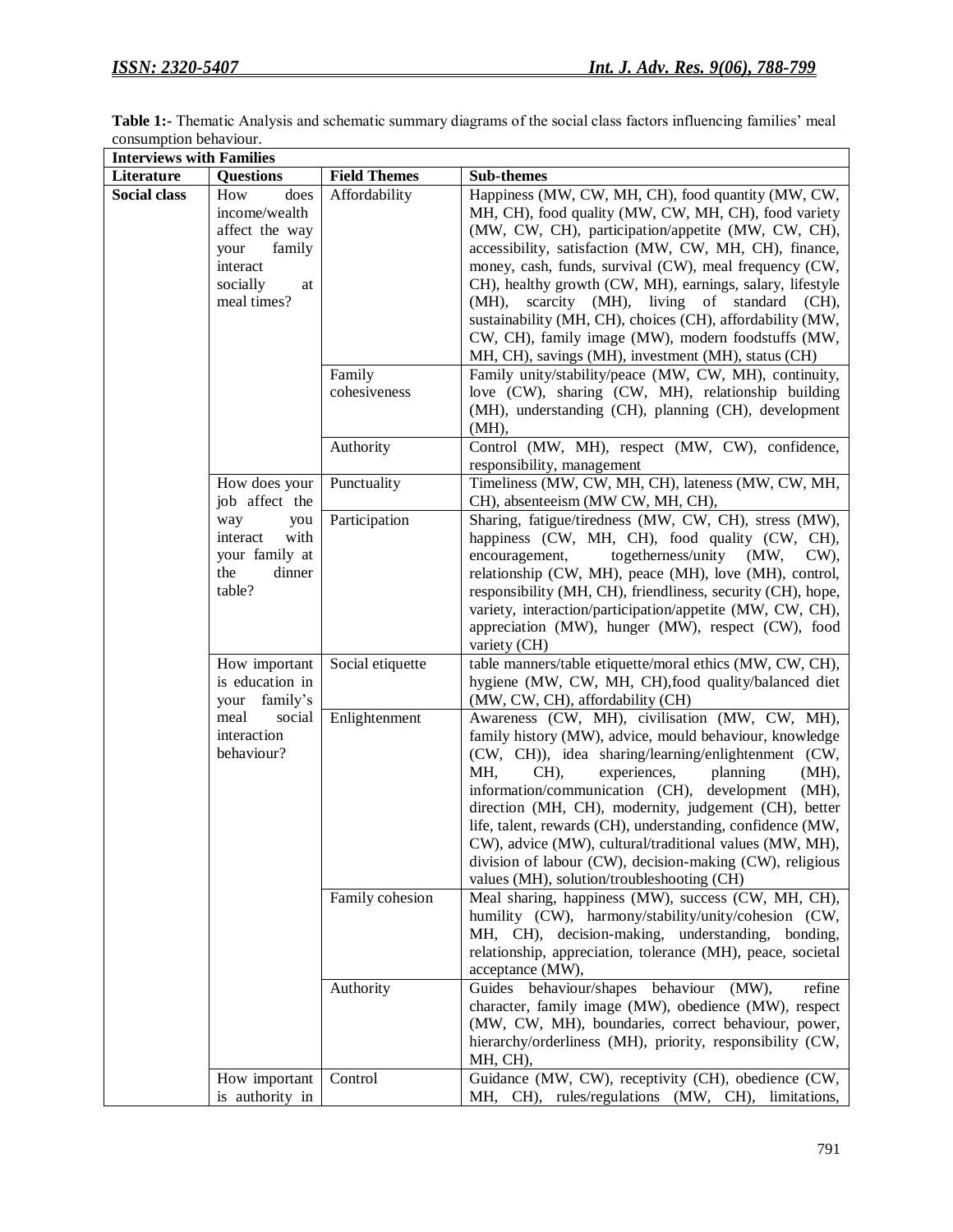**Table 1:-** Thematic Analysis and schematic summary diagrams of the social class factors influencing families' meal consumption behaviour.

| **Interviews with Families** | | | |
|---|---|---|---|
| **Literature** | **Questions** | **Field Themes** | **Sub-themes** |
| **Social class** | How does income/wealth affect the way your family interact socially at meal times? | Affordability | Happiness (MW, CW, MH, CH), food quantity (MW, CW, MH, CH), food quality (MW, CW, MH, CH), food variety (MW, CW, CH), participation/appetite (MW, CW, CH), accessibility, satisfaction (MW, CW, MH, CH), finance, money, cash, funds, survival (CW), meal frequency (CW, CH), healthy growth (CW, MH), earnings, salary, lifestyle (MH), scarcity (MH), living of standard (CH), sustainability (MH, CH), choices (CH), affordability (MW, CW, CH), family image (MW), modern foodstuffs (MW, MH, CH), savings (MH), investment (MH), status (CH) |
| | | Family cohesiveness | Family unity/stability/peace (MW, CW, MH), continuity, love (CW), sharing (CW, MH), relationship building (MH), understanding (CH), planning (CH), development (MH), |
| | | Authority | Control (MW, MH), respect (MW, CW), confidence, responsibility, management |
| | How does your job affect the way you interact with your family at the dinner table? | Punctuality | Timeliness (MW, CW, MH, CH), lateness (MW, CW, MH, CH), absenteeism (MW CW, MH, CH), |
| | | Participation | Sharing, fatigue/tiredness (MW, CW, CH), stress (MW), happiness (CW, MH, CH), food quality (CW, CH), encouragement, togetherness/unity (MW, CW), relationship (CW, MH), peace (MH), love (MH), control, responsibility (MH, CH), friendliness, security (CH), hope, variety, interaction/participation/appetite (MW, CW, CH), appreciation (MW), hunger (MW), respect (CW), food variety (CH) |
| | How important is education in your family's meal social interaction behaviour? | Social etiquette | table manners/table etiquette/moral ethics (MW, CW, CH), hygiene (MW, CW, MH, CH),food quality/balanced diet (MW, CW, CH), affordability (CH) |
| | | Enlightenment | Awareness (CW, MH), civilisation (MW, CW, MH), family history (MW), advice, mould behaviour, knowledge (CW, CH)), idea sharing/learning/enlightenment (CW, MH, CH), experiences, planning (MH), information/communication (CH), development (MH), direction (MH, CH), modernity, judgement (CH), better life, talent, rewards (CH), understanding, confidence (MW, CW), advice (MW), cultural/traditional values (MW, MH), division of labour (CW), decision-making (CW), religious values (MH), solution/troubleshooting (CH) |
| | | Family cohesion | Meal sharing, happiness (MW), success (CW, MH, CH), humility (CW), harmony/stability/unity/cohesion (CW, MH, CH), decision-making, understanding, bonding, relationship, appreciation, tolerance (MH), peace, societal acceptance (MW), |
| | | Authority | Guides behaviour/shapes behaviour (MW), refine character, family image (MW), obedience (MW), respect (MW, CW, MH), boundaries, correct behaviour, power, hierarchy/orderliness (MH), priority, responsibility (CW, MH, CH), |
| | How important is authority in | Control | Guidance (MW, CW), receptivity (CH), obedience (CW, MH, CH), rules/regulations (MW, CH), limitations, |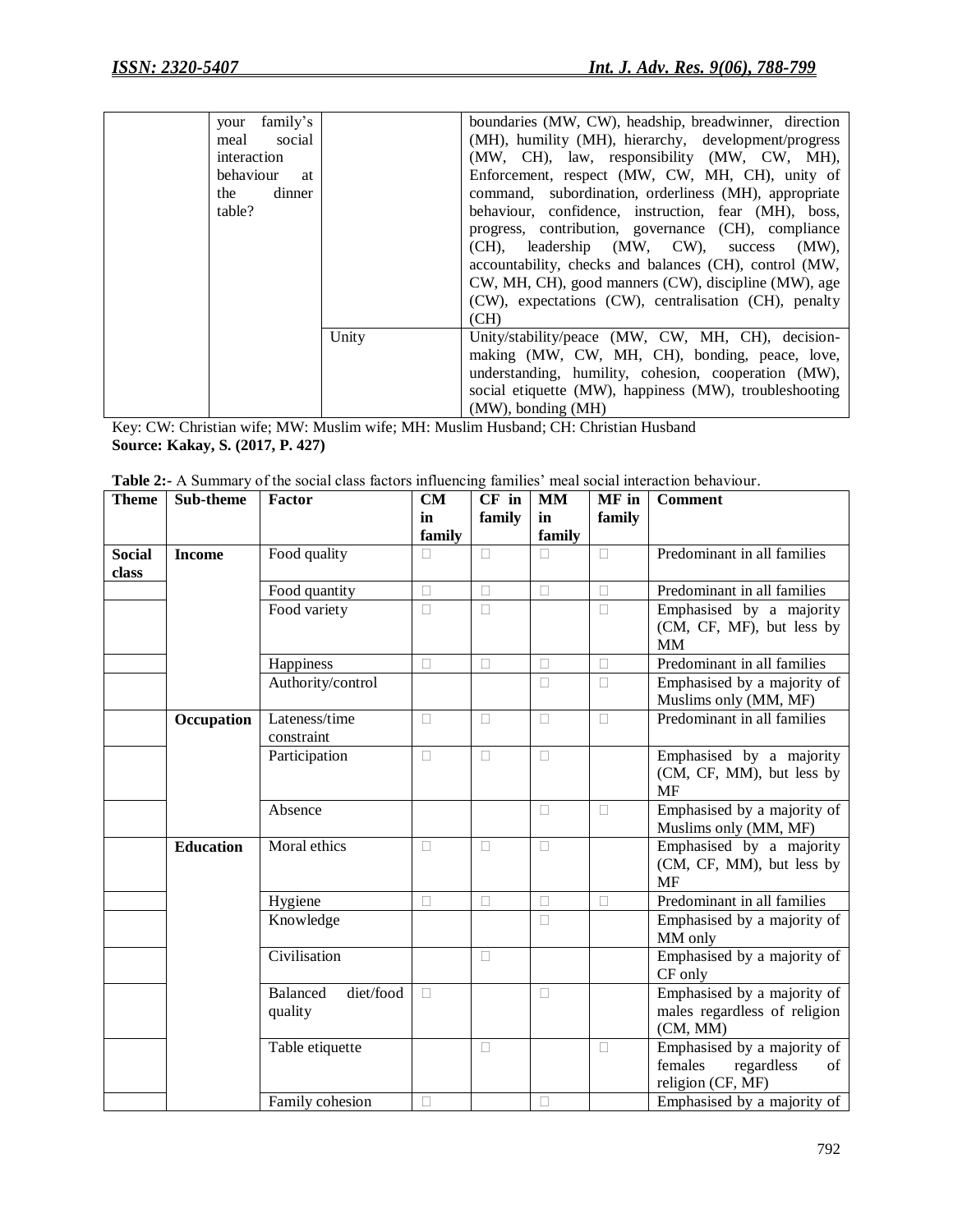| | | | |
|---|---|---|---|
| | your family's meal social interaction behaviour at the dinner table? | | boundaries (MW, CW), headship, breadwinner, direction (MH), humility (MH), hierarchy, development/progress (MW, CH), law, responsibility (MW, CW, MH), Enforcement, respect (MW, CW, MH, CH), unity of command, subordination, orderliness (MH), appropriate behaviour, confidence, instruction, fear (MH), boss, progress, contribution, governance (CH), compliance (CH), leadership (MW, CW), success (MW), accountability, checks and balances (CH), control (MW, CW, MH, CH), good manners (CW), discipline (MW), age (CW), expectations (CW), centralisation (CH), penalty (CH) |
| | | Unity | Unity/stability/peace (MW, CW, MH, CH), decision-making (MW, CW, MH, CH), bonding, peace, love, understanding, humility, cohesion, cooperation (MW), social etiquette (MW), happiness (MW), troubleshooting (MW), bonding (MH) |

Key: CW: Christian wife; MW: Muslim wife; MH: Muslim Husband; CH: Christian Husband
**Source: Kakay, S. (2017, P. 427)**

**Table 2:-** A Summary of the social class factors influencing families' meal social interaction behaviour.

| Theme | Sub-theme | Factor | CM in family | CF in family | MM in family | MF in family | Comment |
|---|---|---|---|---|---|---|---|
| **Social class** | **Income** | Food quality | □ | □ | □ | □ | Predominant in all families |
| | | Food quantity | □ | □ | □ | □ | Predominant in all families |
| | | Food variety | □ | □ | | □ | Emphasised by a majority (CM, CF, MF), but less by MM |
| | | Happiness | □ | □ | □ | □ | Predominant in all families |
| | | Authority/control | | | □ | □ | Emphasised by a majority of Muslims only (MM, MF) |
| | **Occupation** | Lateness/time constraint | □ | □ | □ | □ | Predominant in all families |
| | | Participation | □ | □ | □ | | Emphasised by a majority (CM, CF, MM), but less by MF |
| | | Absence | | | □ | □ | Emphasised by a majority of Muslims only (MM, MF) |
| | **Education** | Moral ethics | □ | □ | □ | | Emphasised by a majority (CM, CF, MM), but less by MF |
| | | Hygiene | □ | □ | □ | □ | Predominant in all families |
| | | Knowledge | | | □ | | Emphasised by a majority of MM only |
| | | Civilisation | | □ | | | Emphasised by a majority of CF only |
| | | Balanced diet/food quality | □ | | □ | | Emphasised by a majority of males regardless of religion (CM, MM) |
| | | Table etiquette | | □ | | □ | Emphasised by a majority of females regardless of religion (CF, MF) |
| | | Family cohesion | □ | | □ | | Emphasised by a majority of |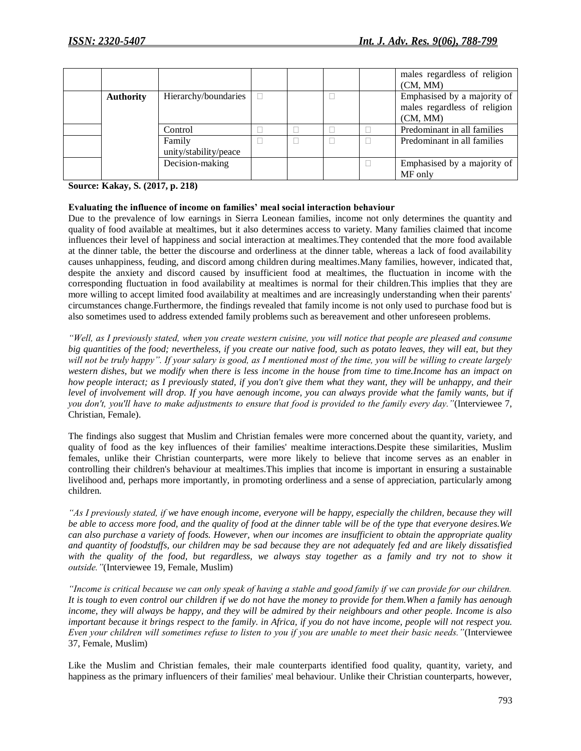|  |  |  |  |  |  |  | males regardless of religion (CM, MM) |
|---|---|---|---|---|---|---|---|
|  | **Authority** | Hierarchy/boundaries | □ |  | □ |  | Emphasised by a majority of males regardless of religion (CM, MM) |
|  |  | Control | □ | □ | □ | □ | Predominant in all families |
|  |  | Family unity/stability/peace | □ | □ | □ | □ | Predominant in all families |
|  |  | Decision-making |  |  |  | □ | Emphasised by a majority of MF only |

**Source: Kakay, S. (2017, p. 218)**

**Evaluating the influence of income on families' meal social interaction behaviour**

Due to the prevalence of low earnings in Sierra Leonean families, income not only determines the quantity and quality of food available at mealtimes, but it also determines access to variety. Many families claimed that income influences their level of happiness and social interaction at mealtimes.They contended that the more food available at the dinner table, the better the discourse and orderliness at the dinner table, whereas a lack of food availability causes unhappiness, feuding, and discord among children during mealtimes.Many families, however, indicated that, despite the anxiety and discord caused by insufficient food at mealtimes, the fluctuation in income with the corresponding fluctuation in food availability at mealtimes is normal for their children.This implies that they are more willing to accept limited food availability at mealtimes and are increasingly understanding when their parents' circumstances change.Furthermore, the findings revealed that family income is not only used to purchase food but is also sometimes used to address extended family problems such as bereavement and other unforeseen problems.

*"Well, as I previously stated, when you create western cuisine, you will notice that people are pleased and consume big quantities of the food; nevertheless, if you create our native food, such as potato leaves, they will eat, but they will not be truly happy". If your salary is good, as I mentioned most of the time, you will be willing to create largely western dishes, but we modify when there is less income in the house from time to time.Income has an impact on how people interact; as I previously stated, if you don't give them what they want, they will be unhappy, and their level of involvement will drop. If you have aenough income, you can always provide what the family wants, but if you don't, you'll have to make adjustments to ensure that food is provided to the family every day."*(Interviewee 7, Christian, Female).

The findings also suggest that Muslim and Christian females were more concerned about the quantity, variety, and quality of food as the key influences of their families' mealtime interactions.Despite these similarities, Muslim females, unlike their Christian counterparts, were more likely to believe that income serves as an enabler in controlling their children's behaviour at mealtimes.This implies that income is important in ensuring a sustainable livelihood and, perhaps more importantly, in promoting orderliness and a sense of appreciation, particularly among children.

*"As I previously stated, if we have enough income, everyone will be happy, especially the children, because they will be able to access more food, and the quality of food at the dinner table will be of the type that everyone desires.We can also purchase a variety of foods. However, when our incomes are insufficient to obtain the appropriate quality and quantity of foodstuffs, our children may be sad because they are not adequately fed and are likely dissatisfied with the quality of the food, but regardless, we always stay together as a family and try not to show it outside."*(Interviewee 19, Female, Muslim)

*"Income is critical because we can only speak of having a stable and good family if we can provide for our children. It is tough to even control our children if we do not have the money to provide for them.When a family has aenough income, they will always be happy, and they will be admired by their neighbours and other people. Income is also important because it brings respect to the family. in Africa, if you do not have income, people will not respect you. Even your children will sometimes refuse to listen to you if you are unable to meet their basic needs."*(Interviewee 37, Female, Muslim)

Like the Muslim and Christian females, their male counterparts identified food quality, quantity, variety, and happiness as the primary influencers of their families' meal behaviour. Unlike their Christian counterparts, however,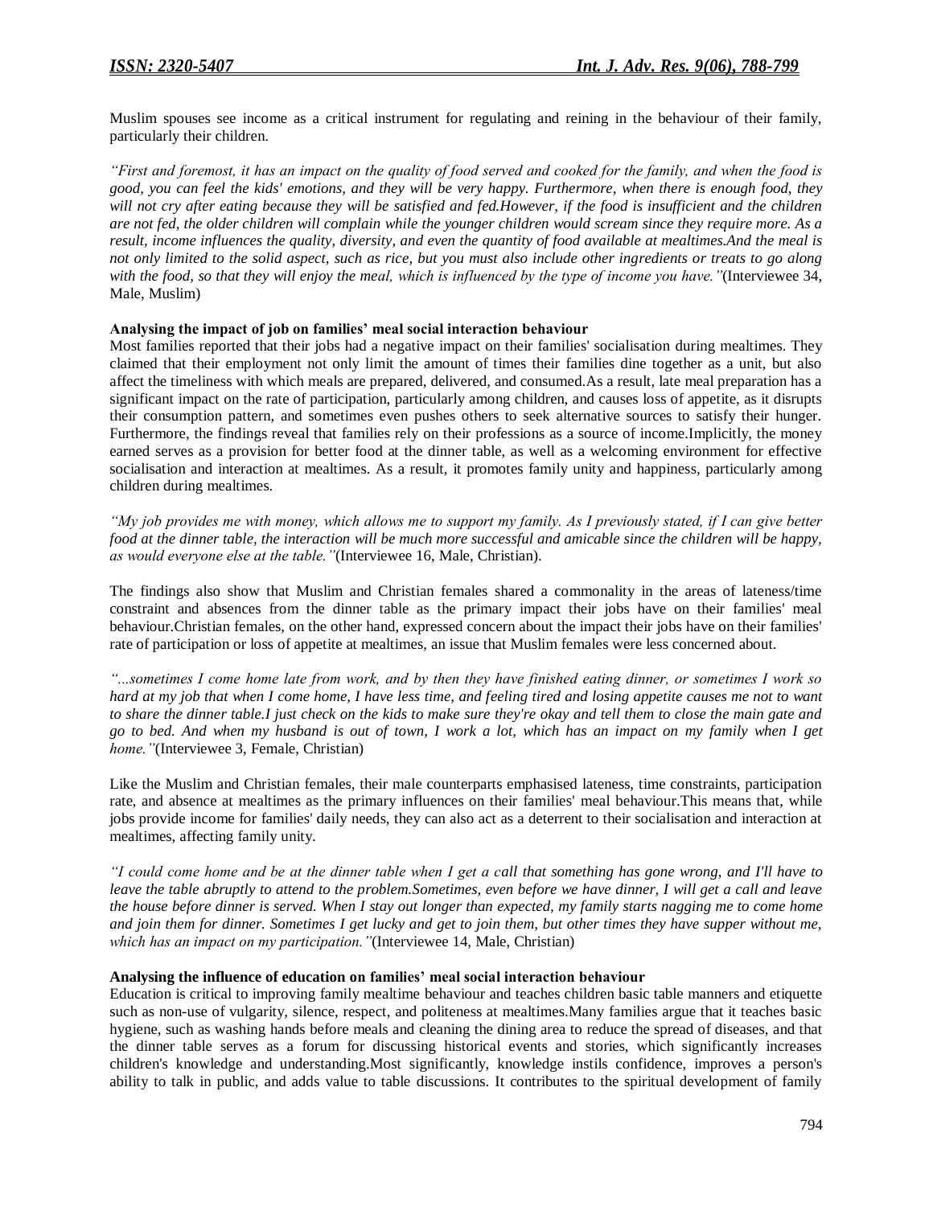Muslim spouses see income as a critical instrument for regulating and reining in the behaviour of their family, particularly their children.

*"First and foremost, it has an impact on the quality of food served and cooked for the family, and when the food is good, you can feel the kids' emotions, and they will be very happy. Furthermore, when there is enough food, they will not cry after eating because they will be satisfied and fed.However, if the food is insufficient and the children are not fed, the older children will complain while the younger children would scream since they require more. As a result, income influences the quality, diversity, and even the quantity of food available at mealtimes.And the meal is not only limited to the solid aspect, such as rice, but you must also include other ingredients or treats to go along with the food, so that they will enjoy the meal, which is influenced by the type of income you have."*(Interviewee 34, Male, Muslim)

**Analysing the impact of job on families' meal social interaction behaviour**

Most families reported that their jobs had a negative impact on their families' socialisation during mealtimes. They claimed that their employment not only limit the amount of times their families dine together as a unit, but also affect the timeliness with which meals are prepared, delivered, and consumed.As a result, late meal preparation has a significant impact on the rate of participation, particularly among children, and causes loss of appetite, as it disrupts their consumption pattern, and sometimes even pushes others to seek alternative sources to satisfy their hunger. Furthermore, the findings reveal that families rely on their professions as a source of income.Implicitly, the money earned serves as a provision for better food at the dinner table, as well as a welcoming environment for effective socialisation and interaction at mealtimes. As a result, it promotes family unity and happiness, particularly among children during mealtimes.

*"My job provides me with money, which allows me to support my family. As I previously stated, if I can give better food at the dinner table, the interaction will be much more successful and amicable since the children will be happy, as would everyone else at the table."*(Interviewee 16, Male, Christian).

The findings also show that Muslim and Christian females shared a commonality in the areas of lateness/time constraint and absences from the dinner table as the primary impact their jobs have on their families' meal behaviour.Christian females, on the other hand, expressed concern about the impact their jobs have on their families' rate of participation or loss of appetite at mealtimes, an issue that Muslim females were less concerned about.

*"...sometimes I come home late from work, and by then they have finished eating dinner, or sometimes I work so hard at my job that when I come home, I have less time, and feeling tired and losing appetite causes me not to want to share the dinner table.I just check on the kids to make sure they're okay and tell them to close the main gate and go to bed. And when my husband is out of town, I work a lot, which has an impact on my family when I get home."*(Interviewee 3, Female, Christian)

Like the Muslim and Christian females, their male counterparts emphasised lateness, time constraints, participation rate, and absence at mealtimes as the primary influences on their families' meal behaviour.This means that, while jobs provide income for families' daily needs, they can also act as a deterrent to their socialisation and interaction at mealtimes, affecting family unity.

*"I could come home and be at the dinner table when I get a call that something has gone wrong, and I'll have to leave the table abruptly to attend to the problem.Sometimes, even before we have dinner, I will get a call and leave the house before dinner is served. When I stay out longer than expected, my family starts nagging me to come home and join them for dinner. Sometimes I get lucky and get to join them, but other times they have supper without me, which has an impact on my participation."*(Interviewee 14, Male, Christian)

**Analysing the influence of education on families' meal social interaction behaviour**

Education is critical to improving family mealtime behaviour and teaches children basic table manners and etiquette such as non-use of vulgarity, silence, respect, and politeness at mealtimes.Many families argue that it teaches basic hygiene, such as washing hands before meals and cleaning the dining area to reduce the spread of diseases, and that the dinner table serves as a forum for discussing historical events and stories, which significantly increases children's knowledge and understanding.Most significantly, knowledge instils confidence, improves a person's ability to talk in public, and adds value to table discussions. It contributes to the spiritual development of family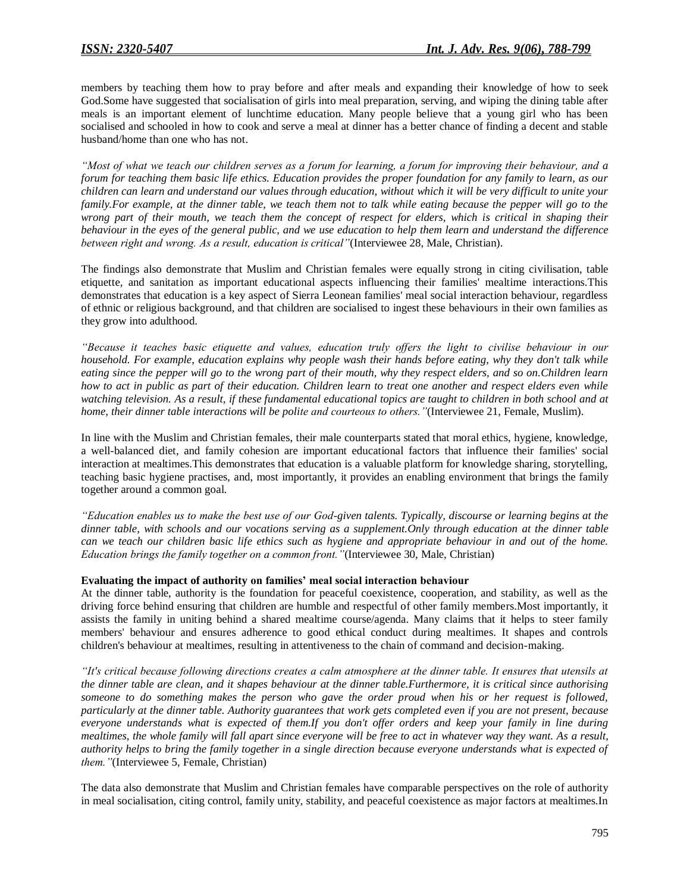members by teaching them how to pray before and after meals and expanding their knowledge of how to seek God.Some have suggested that socialisation of girls into meal preparation, serving, and wiping the dining table after meals is an important element of lunchtime education. Many people believe that a young girl who has been socialised and schooled in how to cook and serve a meal at dinner has a better chance of finding a decent and stable husband/home than one who has not.

*"Most of what we teach our children serves as a forum for learning, a forum for improving their behaviour, and a forum for teaching them basic life ethics. Education provides the proper foundation for any family to learn, as our children can learn and understand our values through education, without which it will be very difficult to unite your family.For example, at the dinner table, we teach them not to talk while eating because the pepper will go to the wrong part of their mouth, we teach them the concept of respect for elders, which is critical in shaping their behaviour in the eyes of the general public, and we use education to help them learn and understand the difference between right and wrong. As a result, education is critical"*(Interviewee 28, Male, Christian).

The findings also demonstrate that Muslim and Christian females were equally strong in citing civilisation, table etiquette, and sanitation as important educational aspects influencing their families' mealtime interactions.This demonstrates that education is a key aspect of Sierra Leonean families' meal social interaction behaviour, regardless of ethnic or religious background, and that children are socialised to ingest these behaviours in their own families as they grow into adulthood.

*"Because it teaches basic etiquette and values, education truly offers the light to civilise behaviour in our household. For example, education explains why people wash their hands before eating, why they don't talk while eating since the pepper will go to the wrong part of their mouth, why they respect elders, and so on.Children learn how to act in public as part of their education. Children learn to treat one another and respect elders even while watching television. As a result, if these fundamental educational topics are taught to children in both school and at home, their dinner table interactions will be polite and courteous to others."*(Interviewee 21, Female, Muslim).

In line with the Muslim and Christian females, their male counterparts stated that moral ethics, hygiene, knowledge, a well-balanced diet, and family cohesion are important educational factors that influence their families' social interaction at mealtimes.This demonstrates that education is a valuable platform for knowledge sharing, storytelling, teaching basic hygiene practises, and, most importantly, it provides an enabling environment that brings the family together around a common goal.

*"Education enables us to make the best use of our God-given talents. Typically, discourse or learning begins at the dinner table, with schools and our vocations serving as a supplement.Only through education at the dinner table can we teach our children basic life ethics such as hygiene and appropriate behaviour in and out of the home. Education brings the family together on a common front."*(Interviewee 30, Male, Christian)

**Evaluating the impact of authority on families' meal social interaction behaviour**

At the dinner table, authority is the foundation for peaceful coexistence, cooperation, and stability, as well as the driving force behind ensuring that children are humble and respectful of other family members.Most importantly, it assists the family in uniting behind a shared mealtime course/agenda. Many claims that it helps to steer family members' behaviour and ensures adherence to good ethical conduct during mealtimes. It shapes and controls children's behaviour at mealtimes, resulting in attentiveness to the chain of command and decision-making.

*"It's critical because following directions creates a calm atmosphere at the dinner table. It ensures that utensils at the dinner table are clean, and it shapes behaviour at the dinner table.Furthermore, it is critical since authorising someone to do something makes the person who gave the order proud when his or her request is followed, particularly at the dinner table. Authority guarantees that work gets completed even if you are not present, because everyone understands what is expected of them.If you don't offer orders and keep your family in line during mealtimes, the whole family will fall apart since everyone will be free to act in whatever way they want. As a result, authority helps to bring the family together in a single direction because everyone understands what is expected of them."*(Interviewee 5, Female, Christian)

The data also demonstrate that Muslim and Christian females have comparable perspectives on the role of authority in meal socialisation, citing control, family unity, stability, and peaceful coexistence as major factors at mealtimes.In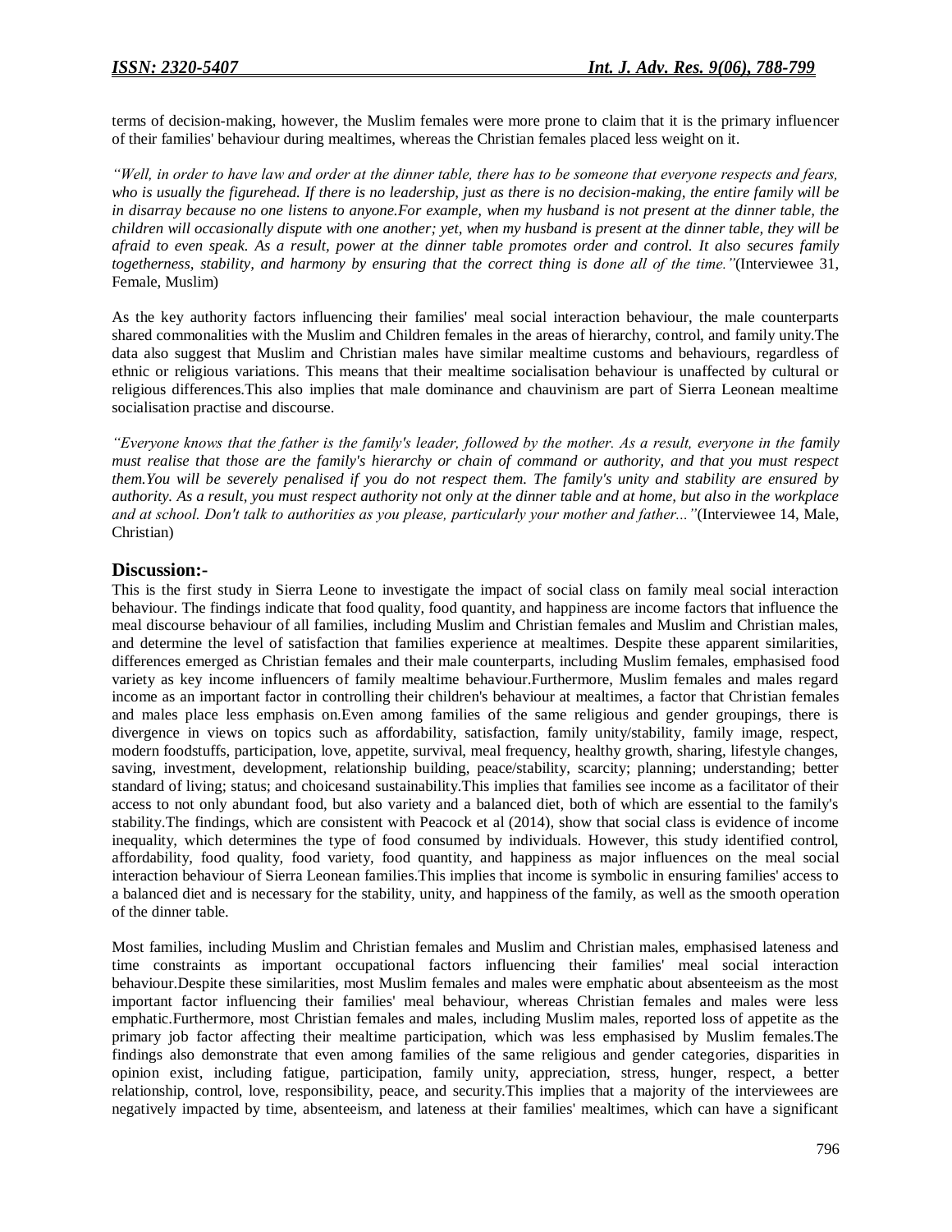terms of decision-making, however, the Muslim females were more prone to claim that it is the primary influencer of their families' behaviour during mealtimes, whereas the Christian females placed less weight on it.

*"Well, in order to have law and order at the dinner table, there has to be someone that everyone respects and fears, who is usually the figurehead. If there is no leadership, just as there is no decision-making, the entire family will be in disarray because no one listens to anyone.For example, when my husband is not present at the dinner table, the children will occasionally dispute with one another; yet, when my husband is present at the dinner table, they will be afraid to even speak. As a result, power at the dinner table promotes order and control. It also secures family togetherness, stability, and harmony by ensuring that the correct thing is done all of the time."*(Interviewee 31, Female, Muslim)

As the key authority factors influencing their families' meal social interaction behaviour, the male counterparts shared commonalities with the Muslim and Children females in the areas of hierarchy, control, and family unity.The data also suggest that Muslim and Christian males have similar mealtime customs and behaviours, regardless of ethnic or religious variations. This means that their mealtime socialisation behaviour is unaffected by cultural or religious differences.This also implies that male dominance and chauvinism are part of Sierra Leonean mealtime socialisation practise and discourse.

*"Everyone knows that the father is the family's leader, followed by the mother. As a result, everyone in the family must realise that those are the family's hierarchy or chain of command or authority, and that you must respect them.You will be severely penalised if you do not respect them. The family's unity and stability are ensured by authority. As a result, you must respect authority not only at the dinner table and at home, but also in the workplace and at school. Don't talk to authorities as you please, particularly your mother and father..."*(Interviewee 14, Male, Christian)

## Discussion:-

This is the first study in Sierra Leone to investigate the impact of social class on family meal social interaction behaviour. The findings indicate that food quality, food quantity, and happiness are income factors that influence the meal discourse behaviour of all families, including Muslim and Christian females and Muslim and Christian males, and determine the level of satisfaction that families experience at mealtimes. Despite these apparent similarities, differences emerged as Christian females and their male counterparts, including Muslim females, emphasised food variety as key income influencers of family mealtime behaviour.Furthermore, Muslim females and males regard income as an important factor in controlling their children's behaviour at mealtimes, a factor that Christian females and males place less emphasis on.Even among families of the same religious and gender groupings, there is divergence in views on topics such as affordability, satisfaction, family unity/stability, family image, respect, modern foodstuffs, participation, love, appetite, survival, meal frequency, healthy growth, sharing, lifestyle changes, saving, investment, development, relationship building, peace/stability, scarcity; planning; understanding; better standard of living; status; and choicesand sustainability.This implies that families see income as a facilitator of their access to not only abundant food, but also variety and a balanced diet, both of which are essential to the family's stability.The findings, which are consistent with Peacock et al (2014), show that social class is evidence of income inequality, which determines the type of food consumed by individuals. However, this study identified control, affordability, food quality, food variety, food quantity, and happiness as major influences on the meal social interaction behaviour of Sierra Leonean families.This implies that income is symbolic in ensuring families' access to a balanced diet and is necessary for the stability, unity, and happiness of the family, as well as the smooth operation of the dinner table.

Most families, including Muslim and Christian females and Muslim and Christian males, emphasised lateness and time constraints as important occupational factors influencing their families' meal social interaction behaviour.Despite these similarities, most Muslim females and males were emphatic about absenteeism as the most important factor influencing their families' meal behaviour, whereas Christian females and males were less emphatic.Furthermore, most Christian females and males, including Muslim males, reported loss of appetite as the primary job factor affecting their mealtime participation, which was less emphasised by Muslim females.The findings also demonstrate that even among families of the same religious and gender categories, disparities in opinion exist, including fatigue, participation, family unity, appreciation, stress, hunger, respect, a better relationship, control, love, responsibility, peace, and security.This implies that a majority of the interviewees are negatively impacted by time, absenteeism, and lateness at their families' mealtimes, which can have a significant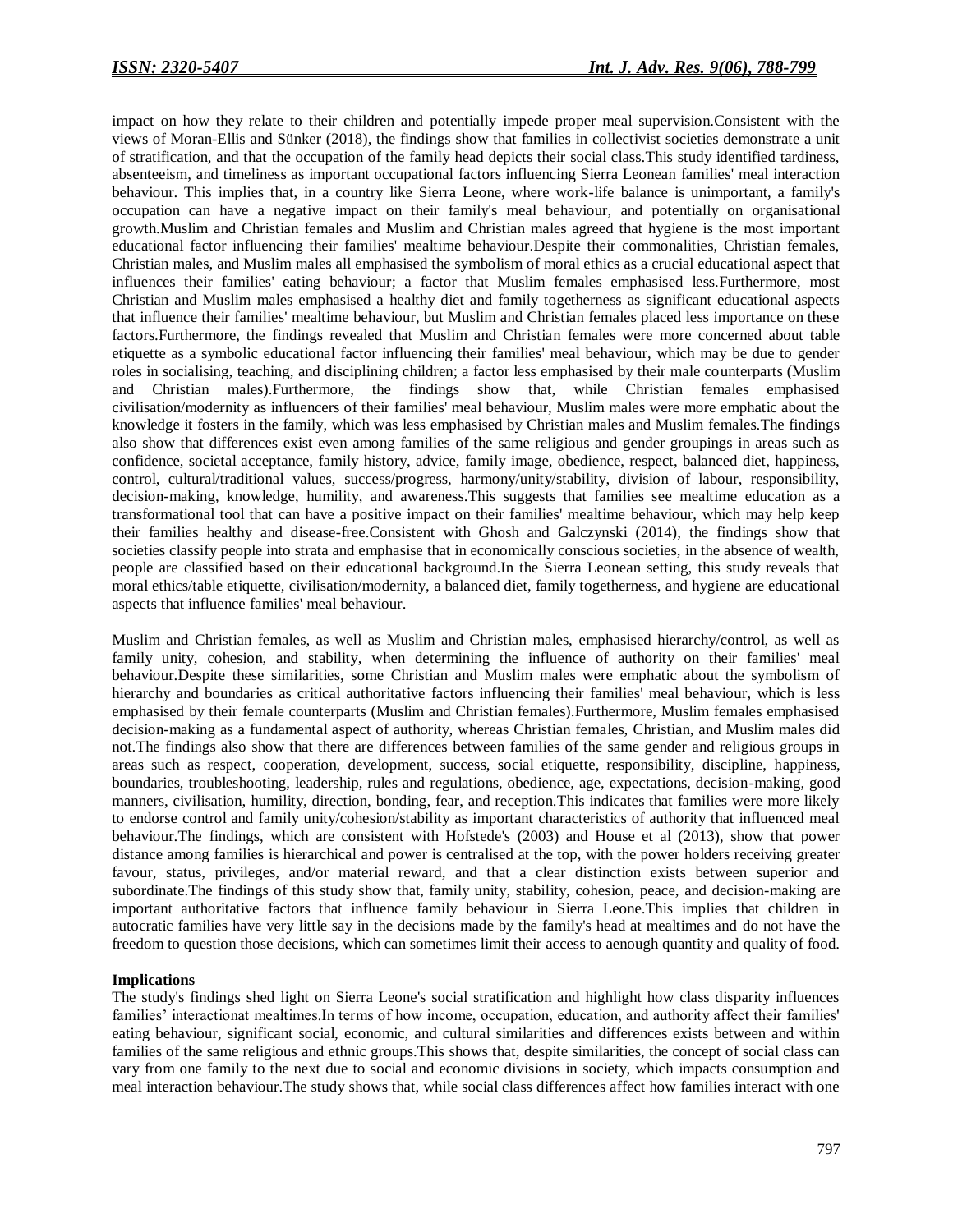impact on how they relate to their children and potentially impede proper meal supervision.Consistent with the views of Moran-Ellis and Sünker (2018), the findings show that families in collectivist societies demonstrate a unit of stratification, and that the occupation of the family head depicts their social class.This study identified tardiness, absenteeism, and timeliness as important occupational factors influencing Sierra Leonean families' meal interaction behaviour. This implies that, in a country like Sierra Leone, where work-life balance is unimportant, a family's occupation can have a negative impact on their family's meal behaviour, and potentially on organisational growth.Muslim and Christian females and Muslim and Christian males agreed that hygiene is the most important educational factor influencing their families' mealtime behaviour.Despite their commonalities, Christian females, Christian males, and Muslim males all emphasised the symbolism of moral ethics as a crucial educational aspect that influences their families' eating behaviour; a factor that Muslim females emphasised less.Furthermore, most Christian and Muslim males emphasised a healthy diet and family togetherness as significant educational aspects that influence their families' mealtime behaviour, but Muslim and Christian females placed less importance on these factors.Furthermore, the findings revealed that Muslim and Christian females were more concerned about table etiquette as a symbolic educational factor influencing their families' meal behaviour, which may be due to gender roles in socialising, teaching, and disciplining children; a factor less emphasised by their male counterparts (Muslim and Christian males).Furthermore, the findings show that, while Christian females emphasised civilisation/modernity as influencers of their families' meal behaviour, Muslim males were more emphatic about the knowledge it fosters in the family, which was less emphasised by Christian males and Muslim females.The findings also show that differences exist even among families of the same religious and gender groupings in areas such as confidence, societal acceptance, family history, advice, family image, obedience, respect, balanced diet, happiness, control, cultural/traditional values, success/progress, harmony/unity/stability, division of labour, responsibility, decision-making, knowledge, humility, and awareness.This suggests that families see mealtime education as a transformational tool that can have a positive impact on their families' mealtime behaviour, which may help keep their families healthy and disease-free.Consistent with Ghosh and Galczynski (2014), the findings show that societies classify people into strata and emphasise that in economically conscious societies, in the absence of wealth, people are classified based on their educational background.In the Sierra Leonean setting, this study reveals that moral ethics/table etiquette, civilisation/modernity, a balanced diet, family togetherness, and hygiene are educational aspects that influence families' meal behaviour.

Muslim and Christian females, as well as Muslim and Christian males, emphasised hierarchy/control, as well as family unity, cohesion, and stability, when determining the influence of authority on their families' meal behaviour.Despite these similarities, some Christian and Muslim males were emphatic about the symbolism of hierarchy and boundaries as critical authoritative factors influencing their families' meal behaviour, which is less emphasised by their female counterparts (Muslim and Christian females).Furthermore, Muslim females emphasised decision-making as a fundamental aspect of authority, whereas Christian females, Christian, and Muslim males did not.The findings also show that there are differences between families of the same gender and religious groups in areas such as respect, cooperation, development, success, social etiquette, responsibility, discipline, happiness, boundaries, troubleshooting, leadership, rules and regulations, obedience, age, expectations, decision-making, good manners, civilisation, humility, direction, bonding, fear, and reception.This indicates that families were more likely to endorse control and family unity/cohesion/stability as important characteristics of authority that influenced meal behaviour.The findings, which are consistent with Hofstede's (2003) and House et al (2013), show that power distance among families is hierarchical and power is centralised at the top, with the power holders receiving greater favour, status, privileges, and/or material reward, and that a clear distinction exists between superior and subordinate.The findings of this study show that, family unity, stability, cohesion, peace, and decision-making are important authoritative factors that influence family behaviour in Sierra Leone.This implies that children in autocratic families have very little say in the decisions made by the family's head at mealtimes and do not have the freedom to question those decisions, which can sometimes limit their access to aenough quantity and quality of food.

**Implications**

The study's findings shed light on Sierra Leone's social stratification and highlight how class disparity influences families' interactionat mealtimes.In terms of how income, occupation, education, and authority affect their families' eating behaviour, significant social, economic, and cultural similarities and differences exists between and within families of the same religious and ethnic groups.This shows that, despite similarities, the concept of social class can vary from one family to the next due to social and economic divisions in society, which impacts consumption and meal interaction behaviour.The study shows that, while social class differences affect how families interact with one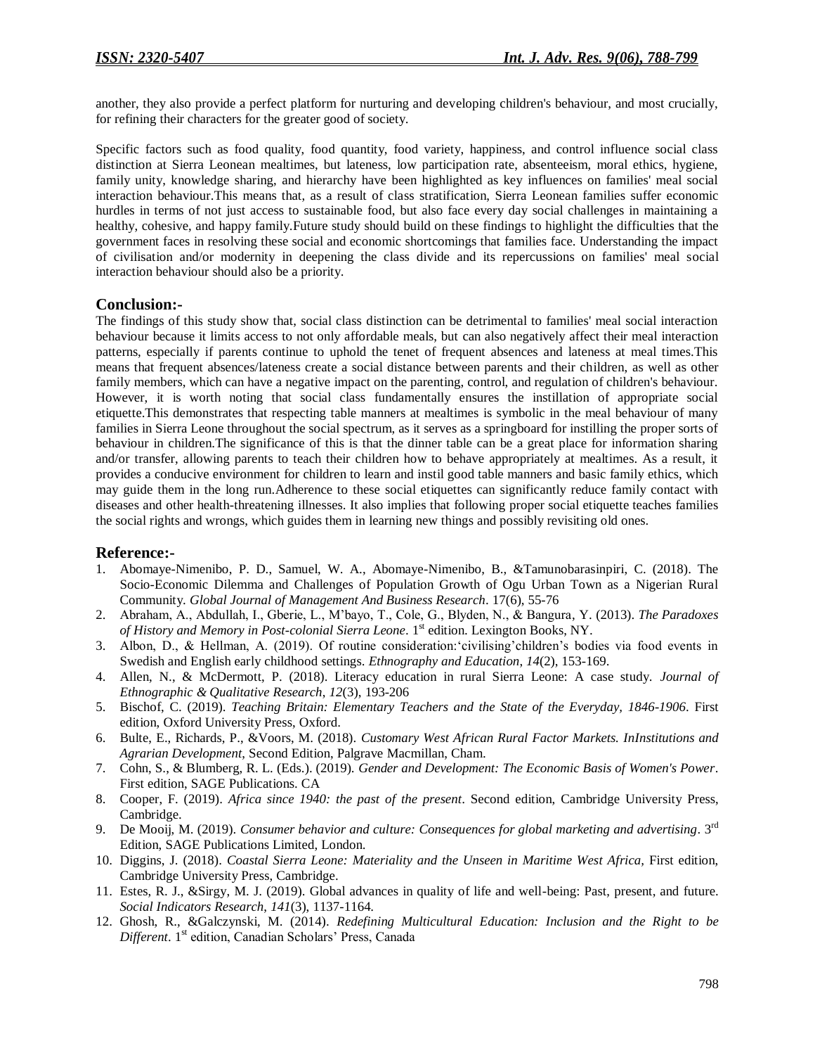another, they also provide a perfect platform for nurturing and developing children's behaviour, and most crucially, for refining their characters for the greater good of society.

Specific factors such as food quality, food quantity, food variety, happiness, and control influence social class distinction at Sierra Leonean mealtimes, but lateness, low participation rate, absenteeism, moral ethics, hygiene, family unity, knowledge sharing, and hierarchy have been highlighted as key influences on families' meal social interaction behaviour.This means that, as a result of class stratification, Sierra Leonean families suffer economic hurdles in terms of not just access to sustainable food, but also face every day social challenges in maintaining a healthy, cohesive, and happy family.Future study should build on these findings to highlight the difficulties that the government faces in resolving these social and economic shortcomings that families face. Understanding the impact of civilisation and/or modernity in deepening the class divide and its repercussions on families' meal social interaction behaviour should also be a priority.

## Conclusion:-

The findings of this study show that, social class distinction can be detrimental to families' meal social interaction behaviour because it limits access to not only affordable meals, but can also negatively affect their meal interaction patterns, especially if parents continue to uphold the tenet of frequent absences and lateness at meal times.This means that frequent absences/lateness create a social distance between parents and their children, as well as other family members, which can have a negative impact on the parenting, control, and regulation of children's behaviour. However, it is worth noting that social class fundamentally ensures the instillation of appropriate social etiquette.This demonstrates that respecting table manners at mealtimes is symbolic in the meal behaviour of many families in Sierra Leone throughout the social spectrum, as it serves as a springboard for instilling the proper sorts of behaviour in children.The significance of this is that the dinner table can be a great place for information sharing and/or transfer, allowing parents to teach their children how to behave appropriately at mealtimes. As a result, it provides a conducive environment for children to learn and instil good table manners and basic family ethics, which may guide them in the long run.Adherence to these social etiquettes can significantly reduce family contact with diseases and other health-threatening illnesses. It also implies that following proper social etiquette teaches families the social rights and wrongs, which guides them in learning new things and possibly revisiting old ones.

## Reference:-

1. Abomaye-Nimenibo, P. D., Samuel, W. A., Abomaye-Nimenibo, B., &Tamunobarasinpiri, C. (2018). The Socio-Economic Dilemma and Challenges of Population Growth of Ogu Urban Town as a Nigerian Rural Community. *Global Journal of Management And Business Research*. 17(6), 55-76
2. Abraham, A., Abdullah, I., Gberie, L., M'bayo, T., Cole, G., Blyden, N., & Bangura, Y. (2013). *The Paradoxes of History and Memory in Post-colonial Sierra Leone*. 1st edition. Lexington Books, NY.
3. Albon, D., & Hellman, A. (2019). Of routine consideration:'civilising'children's bodies via food events in Swedish and English early childhood settings. *Ethnography and Education*, *14*(2), 153-169.
4. Allen, N., & McDermott, P. (2018). Literacy education in rural Sierra Leone: A case study. *Journal of Ethnographic & Qualitative Research*, *12*(3), 193-206
5. Bischof, C. (2019). *Teaching Britain: Elementary Teachers and the State of the Everyday, 1846-1906*. First edition, Oxford University Press, Oxford.
6. Bulte, E., Richards, P., &Voors, M. (2018). *Customary West African Rural Factor Markets. InInstitutions and Agrarian Development*, Second Edition, Palgrave Macmillan, Cham.
7. Cohn, S., & Blumberg, R. L. (Eds.). (2019). *Gender and Development: The Economic Basis of Women's Power*. First edition, SAGE Publications. CA
8. Cooper, F. (2019). *Africa since 1940: the past of the present*. Second edition, Cambridge University Press, Cambridge.
9. De Mooij, M. (2019). *Consumer behavior and culture: Consequences for global marketing and advertising*. 3rd Edition, SAGE Publications Limited, London.
10. Diggins, J. (2018). *Coastal Sierra Leone: Materiality and the Unseen in Maritime West Africa*, First edition, Cambridge University Press, Cambridge.
11. Estes, R. J., &Sirgy, M. J. (2019). Global advances in quality of life and well-being: Past, present, and future. *Social Indicators Research*, *141*(3), 1137-1164.
12. Ghosh, R., &Galczynski, M. (2014). *Redefining Multicultural Education: Inclusion and the Right to be Different*. 1st edition, Canadian Scholars' Press, Canada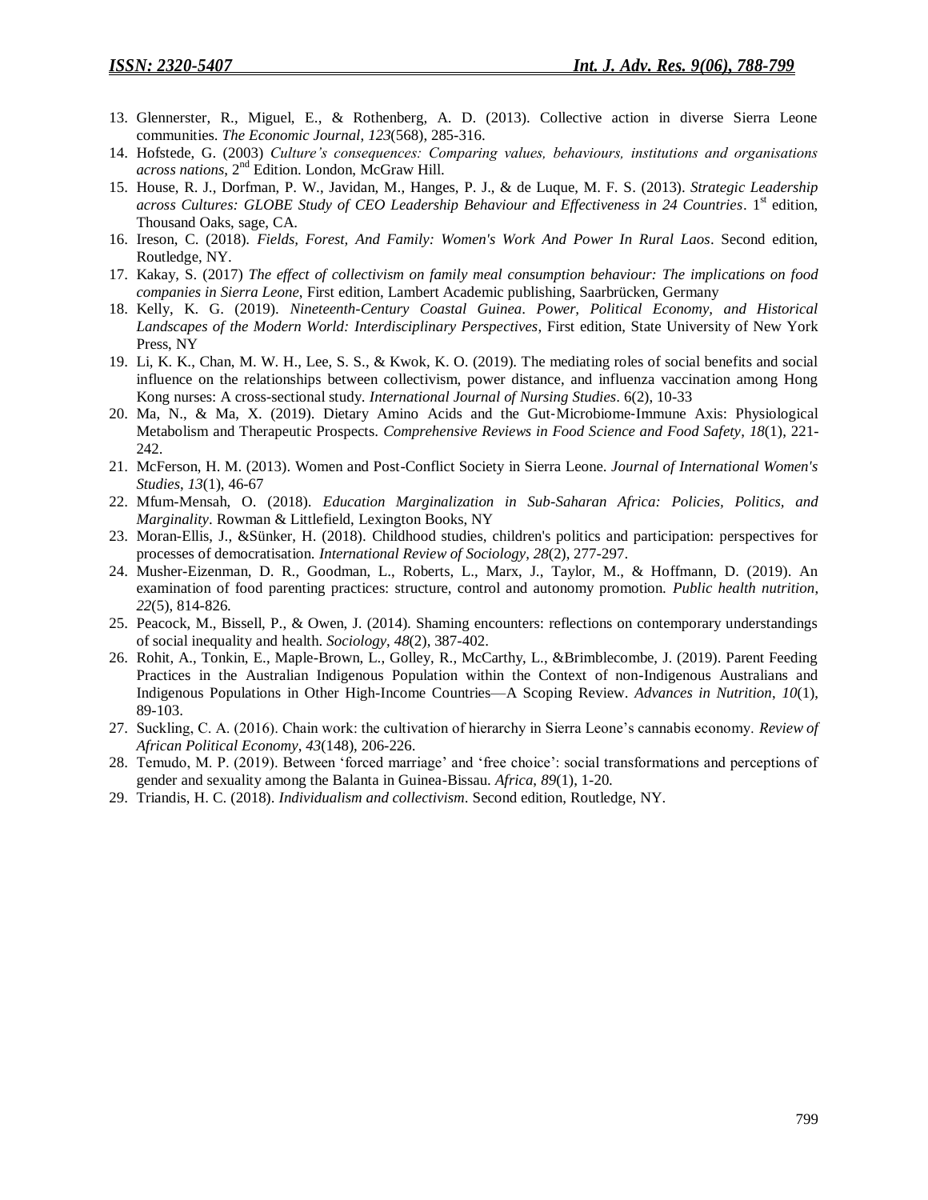13. Glennerster, R., Miguel, E., & Rothenberg, A. D. (2013). Collective action in diverse Sierra Leone communities. *The Economic Journal*, *123*(568), 285-316.
14. Hofstede, G. (2003) *Culture's consequences: Comparing values, behaviours, institutions and organisations across nations*, 2nd Edition. London, McGraw Hill.
15. House, R. J., Dorfman, P. W., Javidan, M., Hanges, P. J., & de Luque, M. F. S. (2013). *Strategic Leadership across Cultures: GLOBE Study of CEO Leadership Behaviour and Effectiveness in 24 Countries*. 1st edition, Thousand Oaks, sage, CA.
16. Ireson, C. (2018). *Fields, Forest, And Family: Women's Work And Power In Rural Laos*. Second edition, Routledge, NY.
17. Kakay, S. (2017) *The effect of collectivism on family meal consumption behaviour: The implications on food companies in Sierra Leone*, First edition, Lambert Academic publishing, Saarbrücken, Germany
18. Kelly, K. G. (2019). *Nineteenth-Century Coastal Guinea. Power, Political Economy, and Historical Landscapes of the Modern World: Interdisciplinary Perspectives*, First edition, State University of New York Press, NY
19. Li, K. K., Chan, M. W. H., Lee, S. S., & Kwok, K. O. (2019). The mediating roles of social benefits and social influence on the relationships between collectivism, power distance, and influenza vaccination among Hong Kong nurses: A cross-sectional study. *International Journal of Nursing Studies*. 6(2), 10-33
20. Ma, N., & Ma, X. (2019). Dietary Amino Acids and the Gut‐Microbiome‐Immune Axis: Physiological Metabolism and Therapeutic Prospects. *Comprehensive Reviews in Food Science and Food Safety*, *18*(1), 221-242.
21. McFerson, H. M. (2013). Women and Post-Conflict Society in Sierra Leone. *Journal of International Women's Studies*, *13*(1), 46-67
22. Mfum-Mensah, O. (2018). *Education Marginalization in Sub-Saharan Africa: Policies, Politics, and Marginality*. Rowman & Littlefield, Lexington Books, NY
23. Moran-Ellis, J., &Sünker, H. (2018). Childhood studies, children's politics and participation: perspectives for processes of democratisation. *International Review of Sociology*, *28*(2), 277-297.
24. Musher-Eizenman, D. R., Goodman, L., Roberts, L., Marx, J., Taylor, M., & Hoffmann, D. (2019). An examination of food parenting practices: structure, control and autonomy promotion. *Public health nutrition*, *22*(5), 814-826.
25. Peacock, M., Bissell, P., & Owen, J. (2014). Shaming encounters: reflections on contemporary understandings of social inequality and health. *Sociology*, *48*(2), 387-402.
26. Rohit, A., Tonkin, E., Maple-Brown, L., Golley, R., McCarthy, L., &Brimblecombe, J. (2019). Parent Feeding Practices in the Australian Indigenous Population within the Context of non-Indigenous Australians and Indigenous Populations in Other High-Income Countries—A Scoping Review. *Advances in Nutrition*, *10*(1), 89-103.
27. Suckling, C. A. (2016). Chain work: the cultivation of hierarchy in Sierra Leone's cannabis economy. *Review of African Political Economy*, *43*(148), 206-226.
28. Temudo, M. P. (2019). Between 'forced marriage' and 'free choice': social transformations and perceptions of gender and sexuality among the Balanta in Guinea-Bissau. *Africa*, *89*(1), 1-20.
29. Triandis, H. C. (2018). *Individualism and collectivism*. Second edition, Routledge, NY.